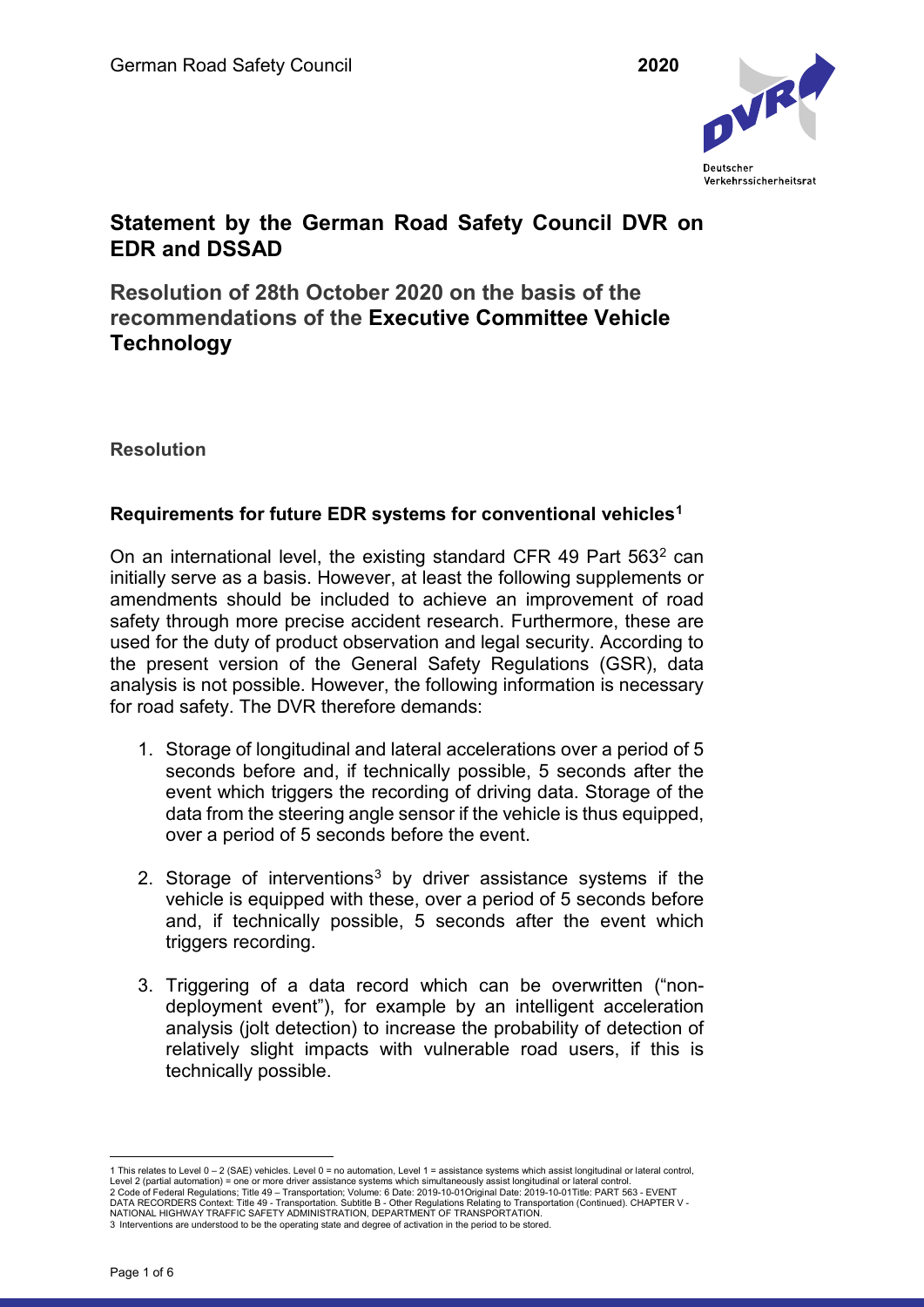German Road Safety Council **2020**

# Statement by the German Road Safety Council DVR on EDR and DSSAD

## Resolution of 28th October 2020 on the basis of the recommendations of the **Executive Committee Vehicle Technology**

### Resolution

### Requirements for future EDR systems for conventional vehicles[1]

On an international level, the existing standard CFR 49 Part 563[2] can initially serve as a basis. However, at least the following supplements or amendments should be included to achieve an improvement of road safety through more precise accident research. Furthermore, these are used for the duty of product observation and legal security. According to the present version of the General Safety Regulations (GSR), data analysis is not possible. However, the following information is necessary for road safety. The DVR therefore demands:

1. Storage of longitudinal and lateral accelerations over a period of 5 seconds before and, if technically possible, 5 seconds after the event which triggers the recording of driving data. Storage of the data from the steering angle sensor if the vehicle is thus equipped, over a period of 5 seconds before the event.

2. Storage of interventions[3] by driver assistance systems if the vehicle is equipped with these, over a period of 5 seconds before and, if technically possible, 5 seconds after the event which triggers recording.

3. Triggering of a data record which can be overwritten ("non-deployment event"), for example by an intelligent acceleration analysis (jolt detection) to increase the probability of detection of relatively slight impacts with vulnerable road users, if this is technically possible.

---

1 This relates to Level 0 – 2 (SAE) vehicles. Level 0 = no automation, Level 1 = assistance systems which assist longitudinal or lateral control, Level 2 (partial automation) = one or more driver assistance systems which simultaneously assist longitudinal or lateral control.
2 Code of Federal Regulations; Title 49 – Transportation; Volume: 6 Date: 2019-10-01Original Date: 2019-10-01Title: PART 563 - EVENT DATA RECORDERS Context: Title 49 - Transportation. Subtitle B - Other Regulations Relating to Transportation (Continued). CHAPTER V - NATIONAL HIGHWAY TRAFFIC SAFETY ADMINISTRATION, DEPARTMENT OF TRANSPORTATION.
3 Interventions are understood to be the operating state and degree of activation in the period to be stored.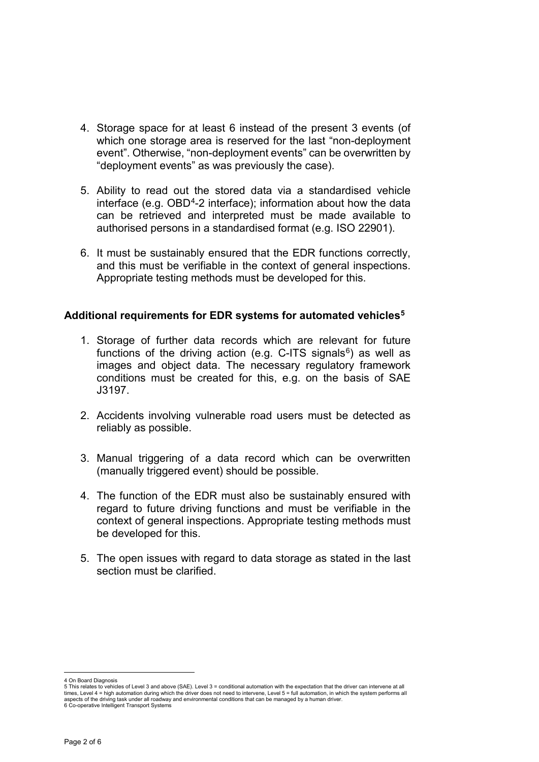4. Storage space for at least 6 instead of the present 3 events (of which one storage area is reserved for the last "non-deployment event". Otherwise, "non-deployment events" can be overwritten by "deployment events" as was previously the case).

5. Ability to read out the stored data via a standardised vehicle interface (e.g. OBD[4]-2 interface); information about how the data can be retrieved and interpreted must be made available to authorised persons in a standardised format (e.g. ISO 22901).

6. It must be sustainably ensured that the EDR functions correctly, and this must be verifiable in the context of general inspections. Appropriate testing methods must be developed for this.

**Additional requirements for EDR systems for automated vehicles[5]**

1. Storage of further data records which are relevant for future functions of the driving action (e.g. C-ITS signals[6]) as well as images and object data. The necessary regulatory framework conditions must be created for this, e.g. on the basis of SAE J3197.

2. Accidents involving vulnerable road users must be detected as reliably as possible.

3. Manual triggering of a data record which can be overwritten (manually triggered event) should be possible.

4. The function of the EDR must also be sustainably ensured with regard to future driving functions and must be verifiable in the context of general inspections. Appropriate testing methods must be developed for this.

5. The open issues with regard to data storage as stated in the last section must be clarified.

---

4 On Board Diagnosis

5 This relates to vehicles of Level 3 and above (SAE). Level 3 = conditional automation with the expectation that the driver can intervene at all times, Level 4 = high automation during which the driver does not need to intervene, Level 5 = full automation, in which the system performs all aspects of the driving task under all roadway and environmental conditions that can be managed by a human driver.

6 Co-operative Intelligent Transport Systems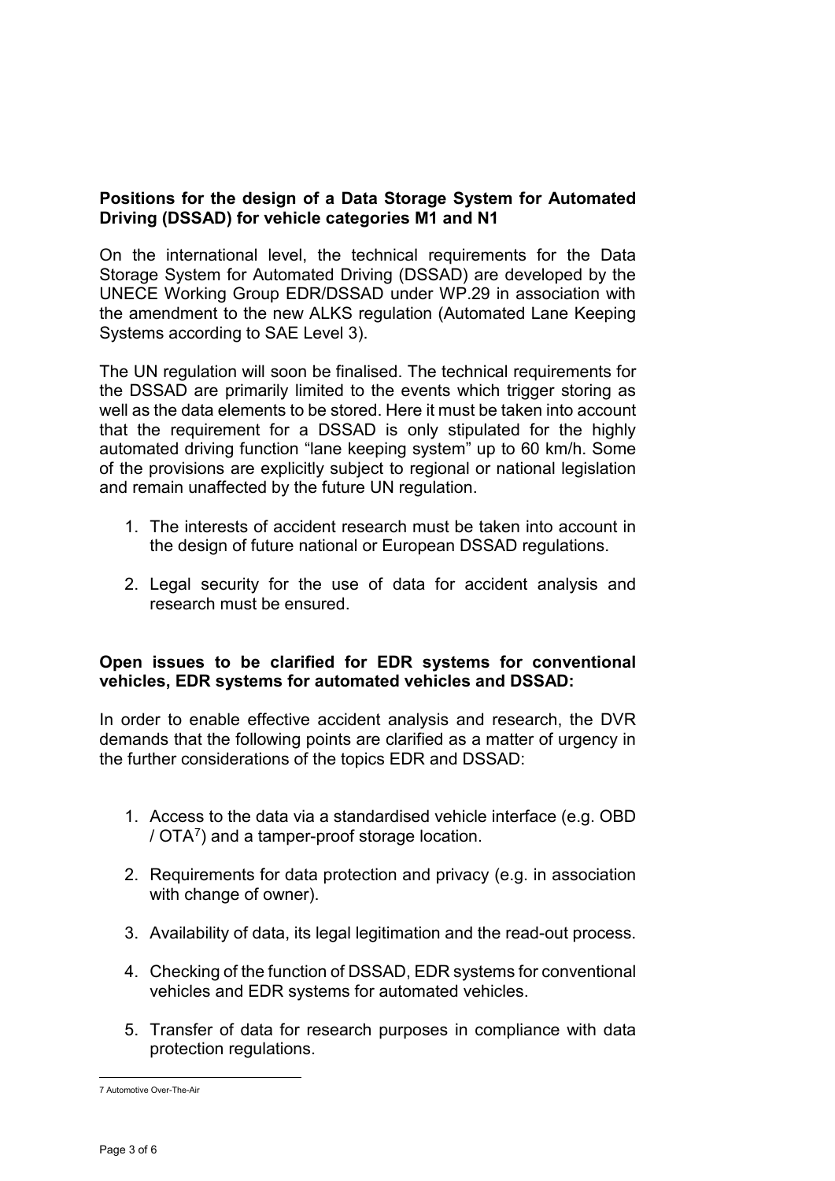**Positions for the design of a Data Storage System for Automated Driving (DSSAD) for vehicle categories M1 and N1**

On the international level, the technical requirements for the Data Storage System for Automated Driving (DSSAD) are developed by the UNECE Working Group EDR/DSSAD under WP.29 in association with the amendment to the new ALKS regulation (Automated Lane Keeping Systems according to SAE Level 3).

The UN regulation will soon be finalised. The technical requirements for the DSSAD are primarily limited to the events which trigger storing as well as the data elements to be stored. Here it must be taken into account that the requirement for a DSSAD is only stipulated for the highly automated driving function "lane keeping system" up to 60 km/h. Some of the provisions are explicitly subject to regional or national legislation and remain unaffected by the future UN regulation.

1. The interests of accident research must be taken into account in the design of future national or European DSSAD regulations.
2. Legal security for the use of data for accident analysis and research must be ensured.

**Open issues to be clarified for EDR systems for conventional vehicles, EDR systems for automated vehicles and DSSAD:**

In order to enable effective accident analysis and research, the DVR demands that the following points are clarified as a matter of urgency in the further considerations of the topics EDR and DSSAD:

1. Access to the data via a standardised vehicle interface (e.g. OBD / OTA[7]) and a tamper-proof storage location.
2. Requirements for data protection and privacy (e.g. in association with change of owner).
3. Availability of data, its legal legitimation and the read-out process.
4. Checking of the function of DSSAD, EDR systems for conventional vehicles and EDR systems for automated vehicles.
5. Transfer of data for research purposes in compliance with data protection regulations.

[7] Automotive Over-The-Air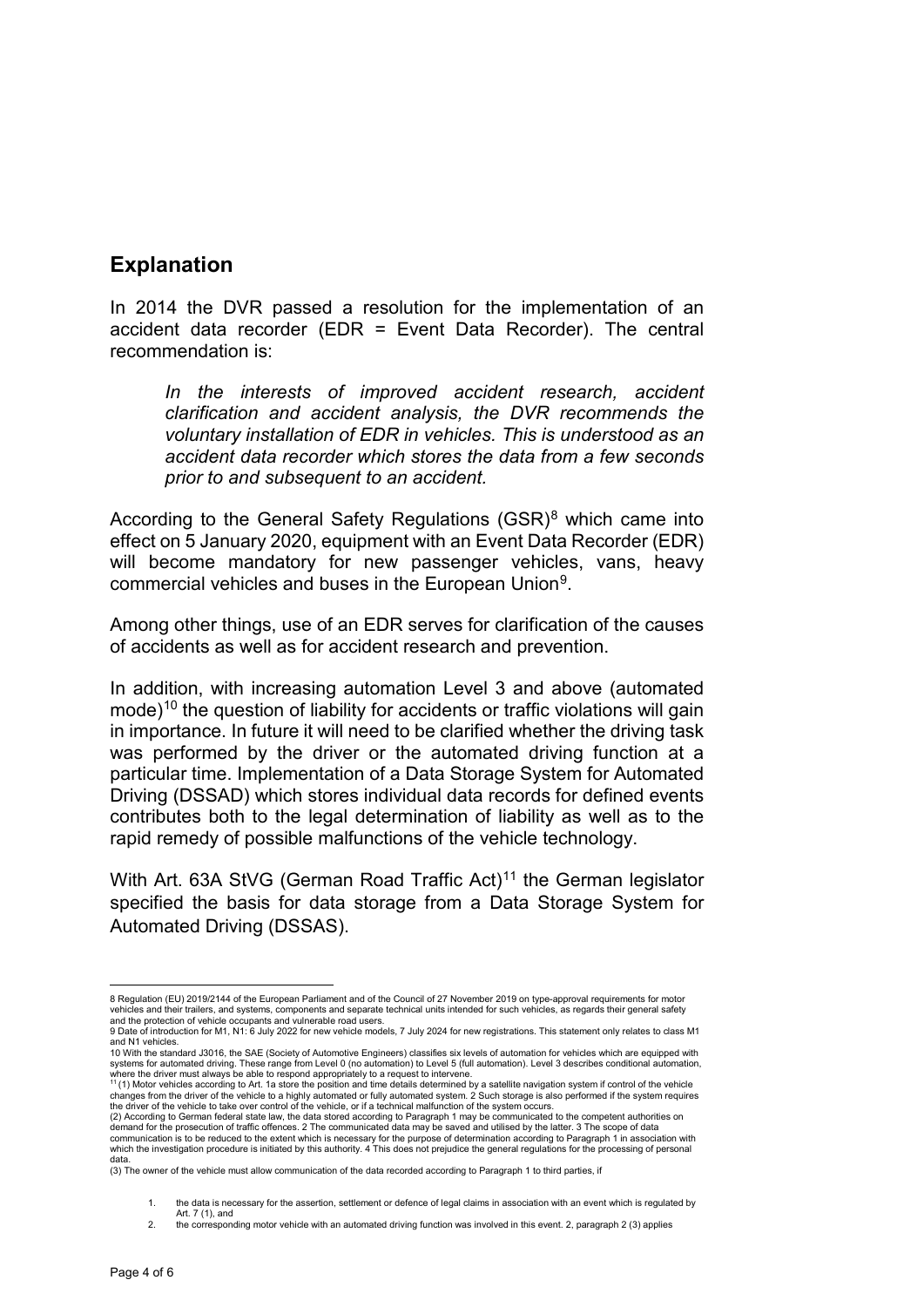## Explanation

In 2014 the DVR passed a resolution for the implementation of an accident data recorder (EDR = Event Data Recorder). The central recommendation is:

> *In the interests of improved accident research, accident clarification and accident analysis, the DVR recommends the voluntary installation of EDR in vehicles. This is understood as an accident data recorder which stores the data from a few seconds prior to and subsequent to an accident.*

According to the General Safety Regulations (GSR)[8] which came into effect on 5 January 2020, equipment with an Event Data Recorder (EDR) will become mandatory for new passenger vehicles, vans, heavy commercial vehicles and buses in the European Union[9].

Among other things, use of an EDR serves for clarification of the causes of accidents as well as for accident research and prevention.

In addition, with increasing automation Level 3 and above (automated mode)[10] the question of liability for accidents or traffic violations will gain in importance. In future it will need to be clarified whether the driving task was performed by the driver or the automated driving function at a particular time. Implementation of a Data Storage System for Automated Driving (DSSAD) which stores individual data records for defined events contributes both to the legal determination of liability as well as to the rapid remedy of possible malfunctions of the vehicle technology.

With Art. 63A StVG (German Road Traffic Act)[11] the German legislator specified the basis for data storage from a Data Storage System for Automated Driving (DSSAS).

---

8 Regulation (EU) 2019/2144 of the European Parliament and of the Council of 27 November 2019 on type-approval requirements for motor vehicles and their trailers, and systems, components and separate technical units intended for such vehicles, as regards their general safety and the protection of vehicle occupants and vulnerable road users.

9 Date of introduction for M1, N1: 6 July 2022 for new vehicle models, 7 July 2024 for new registrations. This statement only relates to class M1 and N1 vehicles.

10 With the standard J3016, the SAE (Society of Automotive Engineers) classifies six levels of automation for vehicles which are equipped with systems for automated driving. These range from Level 0 (no automation) to Level 5 (full automation). Level 3 describes conditional automation, where the driver must always be able to respond appropriately to a request to intervene.

11 (1) Motor vehicles according to Art. 1a store the position and time details determined by a satellite navigation system if control of the vehicle changes from the driver of the vehicle to a highly automated or fully automated system. 2 Such storage is also performed if the system requires the driver of the vehicle to take over control of the vehicle, or if a technical malfunction of the system occurs.
(2) According to German federal state law, the data stored according to Paragraph 1 may be communicated to the competent authorities on demand for the prosecution of traffic offences. 2 The communicated data may be saved and utilised by the latter. 3 The scope of data communication is to be reduced to the extent which is necessary for the purpose of determination according to Paragraph 1 in association with which the investigation procedure is initiated by this authority. 4 This does not prejudice the general regulations for the processing of personal data.
(3) The owner of the vehicle must allow communication of the data recorded according to Paragraph 1 to third parties, if

1. the data is necessary for the assertion, settlement or defence of legal claims in association with an event which is regulated by Art. 7 (1), and
2. the corresponding motor vehicle with an automated driving function was involved in this event. 2, paragraph 2 (3) applies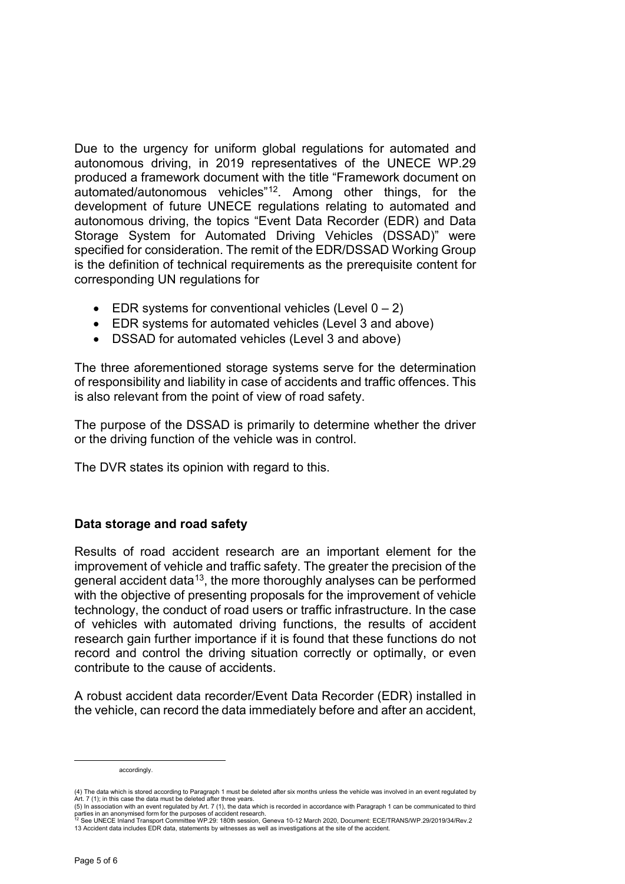Due to the urgency for uniform global regulations for automated and autonomous driving, in 2019 representatives of the UNECE WP.29 produced a framework document with the title "Framework document on automated/autonomous vehicles"[12]. Among other things, for the development of future UNECE regulations relating to automated and autonomous driving, the topics "Event Data Recorder (EDR) and Data Storage System for Automated Driving Vehicles (DSSAD)" were specified for consideration. The remit of the EDR/DSSAD Working Group is the definition of technical requirements as the prerequisite content for corresponding UN regulations for

- EDR systems for conventional vehicles (Level 0 – 2)
- EDR systems for automated vehicles (Level 3 and above)
- DSSAD for automated vehicles (Level 3 and above)

The three aforementioned storage systems serve for the determination of responsibility and liability in case of accidents and traffic offences. This is also relevant from the point of view of road safety.

The purpose of the DSSAD is primarily to determine whether the driver or the driving function of the vehicle was in control.

The DVR states its opinion with regard to this.

**Data storage and road safety**

Results of road accident research are an important element for the improvement of vehicle and traffic safety. The greater the precision of the general accident data[13], the more thoroughly analyses can be performed with the objective of presenting proposals for the improvement of vehicle technology, the conduct of road users or traffic infrastructure. In the case of vehicles with automated driving functions, the results of accident research gain further importance if it is found that these functions do not record and control the driving situation correctly or optimally, or even contribute to the cause of accidents.

A robust accident data recorder/Event Data Recorder (EDR) installed in the vehicle, can record the data immediately before and after an accident,

---

accordingly.

(4) The data which is stored according to Paragraph 1 must be deleted after six months unless the vehicle was involved in an event regulated by Art. 7 (1); in this case the data must be deleted after three years.
(5) In association with an event regulated by Art. 7 (1), the data which is recorded in accordance with Paragraph 1 can be communicated to third parties in an anonymised form for the purposes of accident research.

[12] See UNECE Inland Transport Committee WP.29: 180th session, Geneva 10-12 March 2020, Document: ECE/TRANS/WP.29/2019/34/Rev.2

[13] Accident data includes EDR data, statements by witnesses as well as investigations at the site of the accident.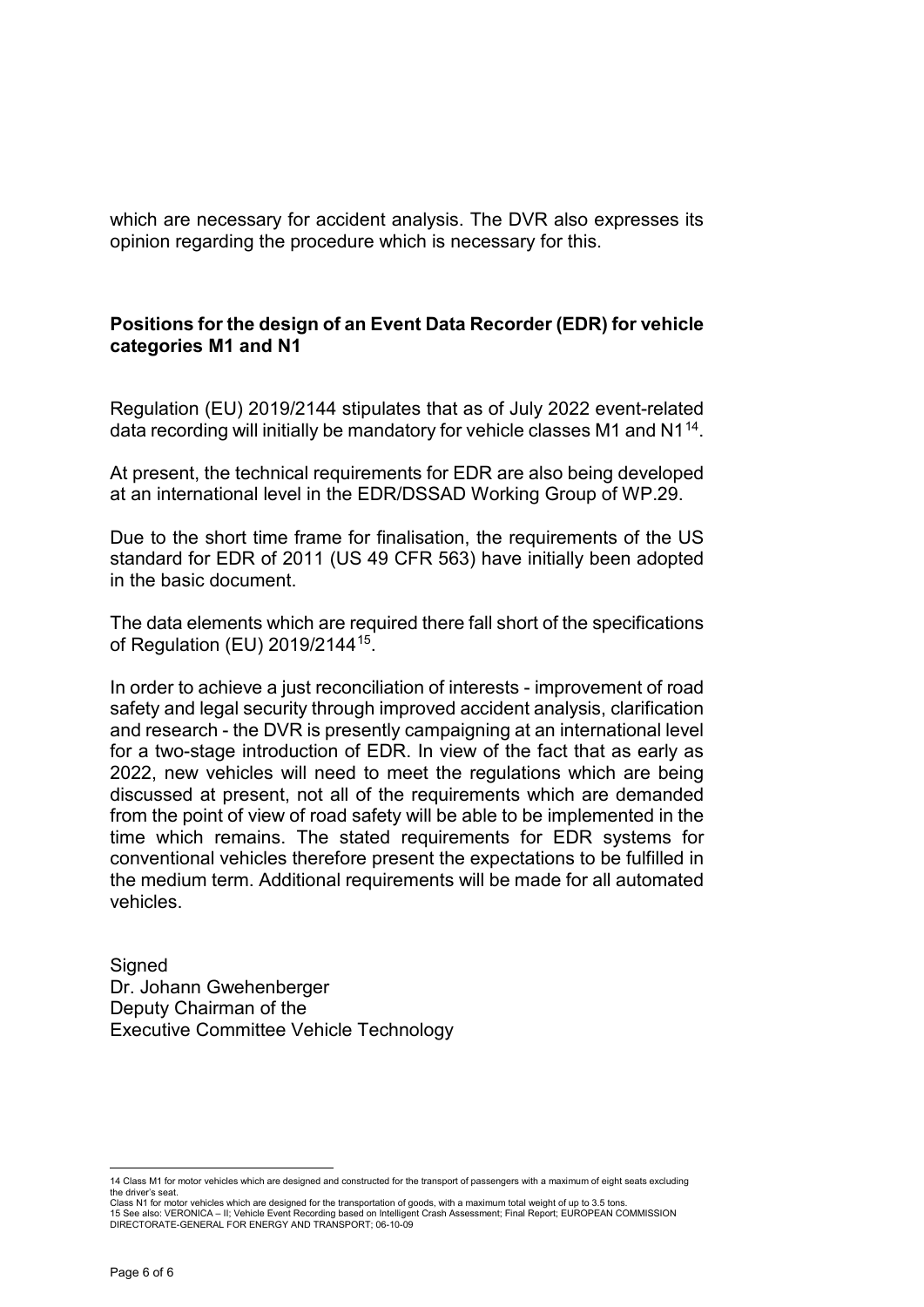which are necessary for accident analysis. The DVR also expresses its opinion regarding the procedure which is necessary for this.

## Positions for the design of an Event Data Recorder (EDR) for vehicle categories M1 and N1

Regulation (EU) 2019/2144 stipulates that as of July 2022 event-related data recording will initially be mandatory for vehicle classes M1 and N1[14].

At present, the technical requirements for EDR are also being developed at an international level in the EDR/DSSAD Working Group of WP.29.

Due to the short time frame for finalisation, the requirements of the US standard for EDR of 2011 (US 49 CFR 563) have initially been adopted in the basic document.

The data elements which are required there fall short of the specifications of Regulation (EU) 2019/2144[15].

In order to achieve a just reconciliation of interests - improvement of road safety and legal security through improved accident analysis, clarification and research - the DVR is presently campaigning at an international level for a two-stage introduction of EDR. In view of the fact that as early as 2022, new vehicles will need to meet the regulations which are being discussed at present, not all of the requirements which are demanded from the point of view of road safety will be able to be implemented in the time which remains. The stated requirements for EDR systems for conventional vehicles therefore present the expectations to be fulfilled in the medium term. Additional requirements will be made for all automated vehicles.

Signed
Dr. Johann Gwehenberger
Deputy Chairman of the
Executive Committee Vehicle Technology

---

14 Class M1 for motor vehicles which are designed and constructed for the transport of passengers with a maximum of eight seats excluding the driver's seat.
Class N1 for motor vehicles which are designed for the transportation of goods, with a maximum total weight of up to 3.5 tons.

15 See also: VERONICA – II; Vehicle Event Recording based on Intelligent Crash Assessment; Final Report; EUROPEAN COMMISSION DIRECTORATE-GENERAL FOR ENERGY AND TRANSPORT; 06-10-09